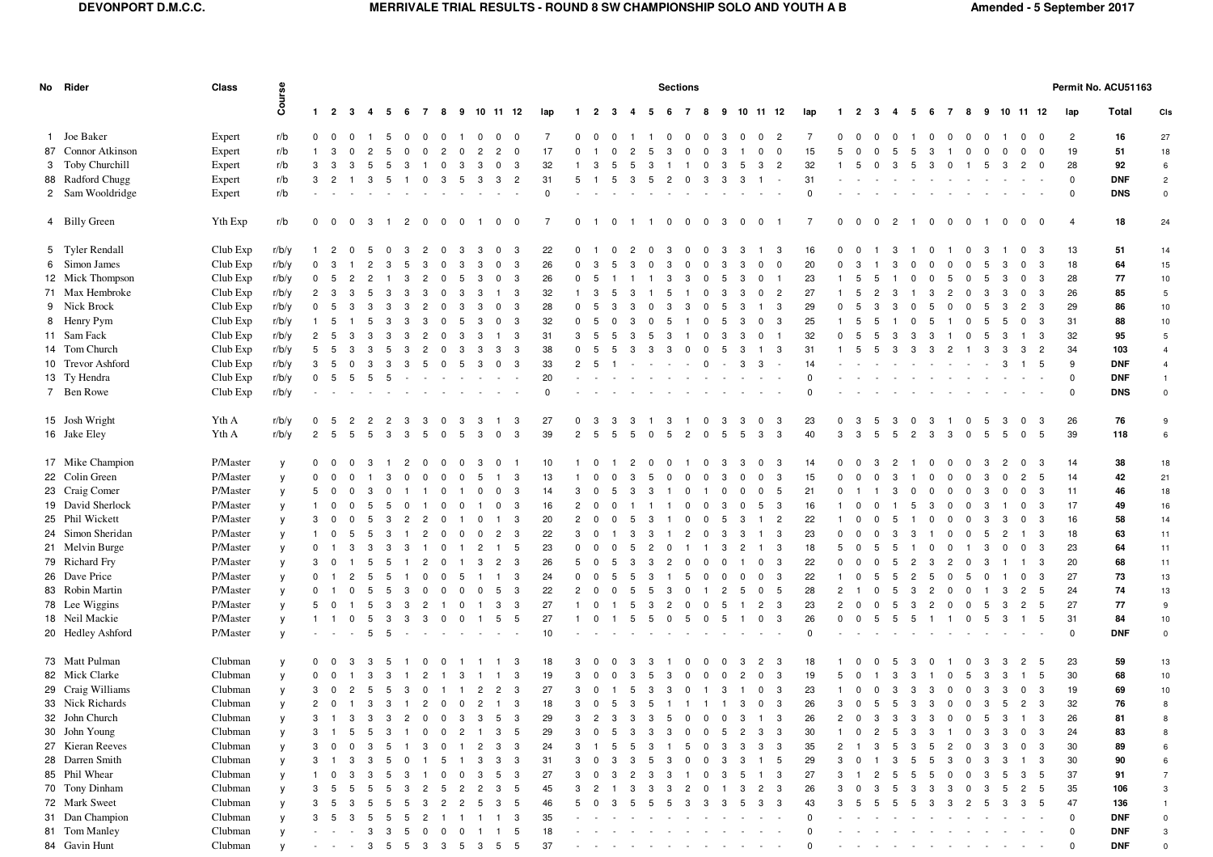# DEVONPORT D.M.C.C.

## MERRIVALE TRIAL RESULTS - ROUND 8 SW CHAMPIONSHIP SOLO AND YOUTH A B

Amended - 5 September 2017

Permit No. ACU51163

| No | Rider | Class | Course | Sections | | | | | | | | | | | | | | | | | | | | | | | | | | | | | | | | | | | | | Total | Cls |
|---|---|---|---|---|---|---|---|---|---|---|---|---|---|---|---|---|---|---|---|---|---|---|---|---|---|---|---|---|---|---|---|---|---|---|---|---|---|---|---|---|---|---|
| | | | | 1 | 2 | 3 | 4 | 5 | 6 | 7 | 8 | 9 | 10 | 11 | 12 | lap | 1 | 2 | 3 | 4 | 5 | 6 | 7 | 8 | 9 | 10 | 11 | 12 | lap | 1 | 2 | 3 | 4 | 5 | 6 | 7 | 8 | 9 | 10 | 11 | 12 | lap | | |
| 1 | Joe Baker | Expert | r/b | 0 | 0 | 0 | 1 | 5 | 0 | 0 | 0 | 1 | 0 | 0 | 0 | 7 | 0 | 0 | 0 | 1 | 1 | 0 | 0 | 0 | 3 | 0 | 0 | 2 | 7 | 0 | 0 | 0 | 0 | 1 | 0 | 0 | 0 | 0 | 1 | 0 | 0 | 2 | 16 | 27 |
| 87 | Connor Atkinson | Expert | r/b | 1 | 3 | 0 | 2 | 5 | 0 | 0 | 2 | 0 | 2 | 2 | 0 | 17 | 0 | 1 | 0 | 2 | 5 | 3 | 0 | 0 | 3 | 1 | 0 | 0 | 15 | 5 | 0 | 0 | 5 | 5 | 3 | 1 | 0 | 0 | 0 | 0 | 0 | 19 | 51 | 18 |
| 3 | Toby Churchill | Expert | r/b | 3 | 3 | 3 | 5 | 5 | 3 | 1 | 0 | 3 | 3 | 0 | 3 | 32 | 1 | 3 | 5 | 5 | 3 | 1 | 1 | 0 | 3 | 5 | 3 | 2 | 32 | 1 | 5 | 0 | 3 | 5 | 3 | 0 | 1 | 5 | 3 | 2 | 0 | 28 | 92 | 6 |
| 88 | Radford Chugg | Expert | r/b | 3 | 2 | 1 | 3 | 5 | 1 | 0 | 3 | 5 | 3 | 3 | 2 | 31 | 5 | 1 | 5 | 3 | 5 | 2 | 0 | 3 | 3 | 3 | 1 | - | 31 | - | - | - | - | - | - | - | - | - | - | - | - | 0 | DNF | 2 |
| 2 | Sam Wooldridge | Expert | r/b | - | - | - | - | - | - | - | - | - | - | - | - | 0 | - | - | - | - | - | - | - | - | - | - | - | - | 0 | - | - | - | - | - | - | - | - | - | - | - | - | 0 | DNS | 0 |
| 4 | Billy Green | Yth Exp | r/b | 0 | 0 | 0 | 3 | 1 | 2 | 0 | 0 | 0 | 1 | 0 | 0 | 7 | 0 | 1 | 0 | 1 | 1 | 0 | 0 | 0 | 3 | 0 | 0 | 1 | 7 | 0 | 0 | 0 | 2 | 1 | 0 | 0 | 0 | 1 | 0 | 0 | 0 | 4 | 18 | 24 |
| 5 | Tyler Rendall | Club Exp | r/b/y | 1 | 2 | 0 | 5 | 0 | 3 | 2 | 0 | 3 | 3 | 0 | 3 | 22 | 0 | 1 | 0 | 2 | 0 | 3 | 0 | 0 | 3 | 3 | 1 | 3 | 16 | 0 | 0 | 1 | 3 | 1 | 0 | 1 | 0 | 3 | 1 | 0 | 3 | 13 | 51 | 14 |
| 6 | Simon James | Club Exp | r/b/y | 0 | 3 | 1 | 2 | 3 | 5 | 3 | 0 | 3 | 3 | 0 | 3 | 26 | 0 | 3 | 5 | 3 | 0 | 3 | 0 | 0 | 3 | 3 | 0 | 0 | 20 | 0 | 3 | 1 | 3 | 0 | 0 | 0 | 0 | 5 | 3 | 0 | 3 | 18 | 64 | 15 |
| 12 | Mick Thompson | Club Exp | r/b/y | 0 | 5 | 2 | 2 | 1 | 3 | 2 | 0 | 5 | 3 | 0 | 3 | 26 | 0 | 5 | 1 | 1 | 1 | 3 | 3 | 0 | 5 | 3 | 0 | 1 | 23 | 1 | 5 | 5 | 1 | 0 | 0 | 5 | 0 | 5 | 3 | 0 | 3 | 28 | 77 | 10 |
| 71 | Max Hembroke | Club Exp | r/b/y | 2 | 3 | 3 | 5 | 3 | 3 | 3 | 0 | 3 | 3 | 1 | 3 | 32 | 1 | 3 | 5 | 3 | 1 | 5 | 1 | 0 | 3 | 3 | 0 | 2 | 27 | 1 | 5 | 2 | 3 | 1 | 3 | 2 | 0 | 3 | 3 | 0 | 3 | 26 | 85 | 5 |
| 9 | Nick Brock | Club Exp | r/b/y | 0 | 5 | 3 | 3 | 3 | 3 | 2 | 0 | 3 | 3 | 0 | 3 | 28 | 0 | 5 | 3 | 3 | 0 | 3 | 3 | 0 | 5 | 3 | 1 | 3 | 29 | 0 | 5 | 3 | 3 | 0 | 5 | 0 | 0 | 5 | 3 | 2 | 3 | 29 | 86 | 10 |
| 8 | Henry Pym | Club Exp | r/b/y | 1 | 5 | 1 | 5 | 3 | 3 | 3 | 0 | 5 | 3 | 0 | 3 | 32 | 0 | 5 | 0 | 3 | 0 | 5 | 1 | 0 | 5 | 3 | 0 | 3 | 25 | 1 | 5 | 5 | 1 | 0 | 5 | 1 | 0 | 5 | 5 | 0 | 3 | 31 | 88 | 10 |
| 11 | Sam Fack | Club Exp | r/b/y | 2 | 5 | 3 | 3 | 3 | 3 | 2 | 0 | 3 | 3 | 1 | 3 | 31 | 3 | 5 | 5 | 3 | 5 | 3 | 1 | 0 | 3 | 3 | 0 | 1 | 32 | 0 | 5 | 5 | 3 | 3 | 3 | 1 | 0 | 5 | 3 | 1 | 3 | 32 | 95 | 5 |
| 14 | Tom Church | Club Exp | r/b/y | 5 | 5 | 3 | 3 | 5 | 3 | 2 | 0 | 3 | 3 | 3 | 3 | 38 | 0 | 5 | 5 | 3 | 3 | 3 | 0 | 0 | 5 | 3 | 1 | 3 | 31 | 1 | 5 | 5 | 3 | 3 | 3 | 2 | 1 | 3 | 3 | 3 | 2 | 34 | 103 | 4 |
| 10 | Trevor Ashford | Club Exp | r/b/y | 3 | 5 | 0 | 3 | 3 | 3 | 5 | 0 | 5 | 3 | 0 | 3 | 33 | 2 | 5 | 1 | - | - | - | - | 0 | - | 3 | 3 | - | 14 | - | - | - | - | - | - | - | - | - | 3 | 1 | 5 | 9 | DNF | 4 |
| 13 | Ty Hendra | Club Exp | r/b/y | 0 | 5 | 5 | 5 | 5 | - | - | - | - | - | - | - | 20 | - | - | - | - | - | - | - | - | - | - | - | - | 0 | - | - | - | - | - | - | - | - | - | - | - | - | 0 | DNF | 1 |
| 7 | Ben Rowe | Club Exp | r/b/y | - | - | - | - | - | - | - | - | - | - | - | - | 0 | - | - | - | - | - | - | - | - | - | - | - | - | 0 | - | - | - | - | - | - | - | - | - | - | - | - | 0 | DNS | 0 |
| 15 | Josh Wright | Yth A | r/b/y | 0 | 5 | 2 | 2 | 2 | 3 | 3 | 0 | 3 | 3 | 1 | 3 | 27 | 0 | 3 | 3 | 3 | 1 | 3 | 1 | 0 | 3 | 3 | 0 | 3 | 23 | 0 | 3 | 5 | 3 | 0 | 3 | 1 | 0 | 5 | 3 | 0 | 3 | 26 | 76 | 9 |
| 16 | Jake Eley | Yth A | r/b/y | 2 | 5 | 5 | 5 | 3 | 3 | 5 | 0 | 5 | 3 | 0 | 3 | 39 | 2 | 5 | 5 | 5 | 0 | 5 | 2 | 0 | 5 | 5 | 3 | 3 | 40 | 3 | 3 | 5 | 5 | 2 | 3 | 3 | 0 | 5 | 5 | 0 | 5 | 39 | 118 | 6 |
| 17 | Mike Champion | P/Master | y | 0 | 0 | 0 | 3 | 1 | 2 | 0 | 0 | 0 | 3 | 0 | 1 | 10 | 1 | 0 | 1 | 2 | 0 | 0 | 1 | 0 | 3 | 3 | 0 | 3 | 14 | 0 | 0 | 3 | 2 | 1 | 0 | 0 | 0 | 3 | 2 | 0 | 3 | 14 | 38 | 18 |
| 22 | Colin Green | P/Master | y | 0 | 0 | 0 | 1 | 3 | 0 | 0 | 0 | 0 | 5 | 1 | 3 | 13 | 1 | 0 | 0 | 3 | 5 | 0 | 0 | 0 | 3 | 0 | 0 | 3 | 15 | 0 | 0 | 0 | 3 | 1 | 0 | 0 | 0 | 3 | 0 | 2 | 5 | 14 | 42 | 21 |
| 23 | Craig Comer | P/Master | y | 5 | 0 | 0 | 3 | 0 | 1 | 1 | 0 | 1 | 0 | 0 | 3 | 14 | 3 | 0 | 5 | 3 | 3 | 1 | 0 | 1 | 0 | 0 | 0 | 5 | 21 | 0 | 1 | 1 | 3 | 0 | 0 | 0 | 0 | 3 | 0 | 0 | 3 | 11 | 46 | 18 |
| 19 | David Sherlock | P/Master | y | 1 | 0 | 0 | 5 | 5 | 0 | 1 | 0 | 0 | 1 | 0 | 3 | 16 | 2 | 0 | 0 | 1 | 1 | 1 | 0 | 0 | 3 | 0 | 5 | 3 | 16 | 1 | 0 | 0 | 1 | 5 | 3 | 0 | 0 | 3 | 1 | 0 | 3 | 17 | 49 | 16 |
| 25 | Phil Wickett | P/Master | y | 3 | 0 | 0 | 5 | 3 | 2 | 2 | 0 | 1 | 0 | 1 | 3 | 20 | 2 | 0 | 0 | 5 | 3 | 1 | 0 | 0 | 5 | 3 | 1 | 2 | 22 | 1 | 0 | 0 | 5 | 1 | 0 | 0 | 0 | 3 | 3 | 0 | 3 | 16 | 58 | 14 |
| 24 | Simon Sheridan | P/Master | y | 1 | 0 | 5 | 5 | 3 | 1 | 2 | 0 | 0 | 0 | 2 | 3 | 22 | 3 | 0 | 1 | 3 | 3 | 1 | 2 | 0 | 3 | 3 | 1 | 3 | 23 | 0 | 0 | 0 | 3 | 3 | 1 | 0 | 0 | 5 | 2 | 1 | 3 | 18 | 63 | 11 |
| 21 | Melvin Burge | P/Master | y | 0 | 1 | 3 | 3 | 3 | 3 | 1 | 0 | 1 | 2 | 1 | 5 | 23 | 0 | 0 | 0 | 5 | 2 | 0 | 1 | 1 | 3 | 2 | 1 | 3 | 18 | 5 | 0 | 5 | 5 | 1 | 0 | 0 | 1 | 3 | 0 | 0 | 3 | 23 | 64 | 11 |
| 79 | Richard Fry | P/Master | y | 3 | 0 | 1 | 5 | 5 | 1 | 2 | 0 | 1 | 3 | 2 | 3 | 26 | 5 | 0 | 5 | 3 | 3 | 2 | 0 | 0 | 0 | 1 | 0 | 3 | 22 | 0 | 0 | 0 | 5 | 2 | 3 | 2 | 0 | 3 | 1 | 1 | 3 | 20 | 68 | 11 |
| 26 | Dave Price | P/Master | y | 0 | 1 | 2 | 5 | 5 | 1 | 0 | 0 | 5 | 1 | 1 | 3 | 24 | 0 | 0 | 5 | 5 | 3 | 1 | 5 | 0 | 0 | 0 | 0 | 3 | 22 | 1 | 0 | 5 | 5 | 2 | 5 | 0 | 5 | 0 | 1 | 0 | 3 | 27 | 73 | 13 |
| 83 | Robin Martin | P/Master | y | 0 | 1 | 0 | 5 | 5 | 3 | 0 | 0 | 0 | 0 | 5 | 3 | 22 | 2 | 0 | 0 | 5 | 5 | 3 | 0 | 1 | 2 | 5 | 0 | 5 | 28 | 2 | 1 | 0 | 5 | 3 | 2 | 0 | 0 | 1 | 3 | 2 | 5 | 24 | 74 | 13 |
| 78 | Lee Wiggins | P/Master | y | 5 | 0 | 1 | 5 | 3 | 3 | 2 | 1 | 0 | 1 | 3 | 3 | 27 | 1 | 0 | 1 | 5 | 3 | 2 | 0 | 0 | 5 | 1 | 2 | 3 | 23 | 2 | 0 | 0 | 5 | 3 | 2 | 0 | 0 | 5 | 3 | 2 | 5 | 27 | 77 | 9 |
| 18 | Neil Mackie | P/Master | y | 1 | 1 | 0 | 5 | 3 | 3 | 3 | 0 | 0 | 1 | 5 | 5 | 27 | 1 | 0 | 1 | 5 | 5 | 0 | 5 | 0 | 5 | 1 | 0 | 3 | 26 | 0 | 0 | 5 | 5 | 5 | 1 | 1 | 0 | 5 | 3 | 1 | 5 | 31 | 84 | 10 |
| 20 | Hedley Ashford | P/Master | y | - | - | - | 5 | 5 | - | - | - | - | - | - | - | 10 | - | - | - | - | - | - | - | - | - | - | - | - | 0 | - | - | - | - | - | - | - | - | - | - | - | - | 0 | DNF | 0 |
| 73 | Matt Pulman | Clubman | y | 0 | 0 | 3 | 3 | 5 | 1 | 0 | 0 | 1 | 1 | 1 | 3 | 18 | 3 | 0 | 0 | 3 | 3 | 1 | 0 | 0 | 0 | 3 | 2 | 3 | 18 | 1 | 0 | 0 | 5 | 3 | 0 | 1 | 0 | 3 | 3 | 2 | 5 | 23 | 59 | 13 |
| 82 | Mick Clarke | Clubman | y | 0 | 0 | 1 | 3 | 3 | 1 | 2 | 1 | 3 | 1 | 1 | 3 | 19 | 3 | 0 | 0 | 3 | 5 | 3 | 0 | 0 | 0 | 2 | 0 | 3 | 19 | 5 | 0 | 1 | 3 | 3 | 1 | 0 | 5 | 3 | 3 | 1 | 5 | 30 | 68 | 10 |
| 29 | Craig Williams | Clubman | y | 3 | 0 | 2 | 5 | 5 | 3 | 0 | 1 | 1 | 2 | 2 | 3 | 27 | 3 | 0 | 1 | 5 | 3 | 3 | 0 | 1 | 3 | 1 | 0 | 3 | 23 | 1 | 0 | 0 | 3 | 3 | 3 | 0 | 0 | 3 | 3 | 0 | 3 | 19 | 69 | 10 |
| 33 | Nick Richards | Clubman | y | 2 | 0 | 1 | 3 | 3 | 1 | 2 | 0 | 0 | 2 | 1 | 3 | 18 | 3 | 0 | 5 | 3 | 5 | 1 | 1 | 1 | 1 | 3 | 0 | 3 | 26 | 3 | 0 | 5 | 5 | 3 | 3 | 0 | 0 | 3 | 5 | 2 | 3 | 32 | 76 | 8 |
| 32 | John Church | Clubman | y | 3 | 1 | 3 | 3 | 3 | 2 | 0 | 0 | 3 | 3 | 5 | 3 | 29 | 3 | 2 | 3 | 3 | 3 | 5 | 0 | 0 | 0 | 3 | 1 | 3 | 26 | 2 | 0 | 3 | 3 | 3 | 3 | 0 | 0 | 5 | 3 | 1 | 3 | 26 | 81 | 8 |
| 30 | John Young | Clubman | y | 3 | 1 | 5 | 5 | 3 | 1 | 0 | 0 | 2 | 1 | 3 | 5 | 29 | 3 | 0 | 5 | 3 | 3 | 3 | 0 | 0 | 5 | 2 | 3 | 3 | 30 | 1 | 0 | 2 | 5 | 3 | 3 | 1 | 0 | 3 | 3 | 0 | 3 | 24 | 83 | 8 |
| 27 | Kieran Reeves | Clubman | y | 3 | 0 | 0 | 3 | 5 | 1 | 3 | 0 | 1 | 2 | 3 | 3 | 24 | 3 | 1 | 5 | 5 | 3 | 1 | 5 | 0 | 3 | 3 | 3 | 3 | 35 | 2 | 1 | 3 | 5 | 3 | 5 | 2 | 0 | 3 | 3 | 0 | 3 | 30 | 89 | 6 |
| 28 | Darren Smith | Clubman | y | 3 | 1 | 3 | 3 | 5 | 0 | 1 | 5 | 1 | 3 | 3 | 3 | 31 | 3 | 0 | 3 | 3 | 5 | 3 | 0 | 0 | 3 | 3 | 1 | 5 | 29 | 3 | 0 | 1 | 3 | 5 | 5 | 3 | 0 | 3 | 3 | 1 | 3 | 30 | 90 | 6 |
| 85 | Phil Whear | Clubman | y | 1 | 0 | 3 | 3 | 5 | 3 | 1 | 0 | 0 | 3 | 5 | 3 | 27 | 3 | 0 | 3 | 2 | 3 | 3 | 1 | 0 | 3 | 5 | 1 | 3 | 27 | 3 | 1 | 2 | 5 | 5 | 5 | 0 | 0 | 3 | 5 | 3 | 5 | 37 | 91 | 7 |
| 70 | Tony Dinham | Clubman | y | 3 | 5 | 5 | 5 | 5 | 3 | 2 | 5 | 2 | 2 | 3 | 5 | 45 | 3 | 2 | 1 | 3 | 3 | 3 | 2 | 0 | 1 | 3 | 2 | 3 | 26 | 3 | 0 | 3 | 5 | 3 | 3 | 3 | 0 | 3 | 5 | 2 | 5 | 35 | 106 | 3 |
| 72 | Mark Sweet | Clubman | y | 3 | 5 | 3 | 5 | 5 | 5 | 3 | 2 | 2 | 5 | 3 | 5 | 46 | 5 | 0 | 3 | 5 | 5 | 5 | 3 | 3 | 3 | 5 | 3 | 3 | 43 | 3 | 5 | 5 | 5 | 5 | 3 | 3 | 2 | 5 | 3 | 3 | 5 | 47 | 136 | 1 |
| 31 | Dan Champion | Clubman | y | 3 | 5 | 3 | 5 | 5 | 5 | 2 | 1 | 1 | 1 | 1 | 3 | 35 | - | - | - | - | - | - | - | - | - | - | - | - | 0 | - | - | - | - | - | - | - | - | - | - | - | - | 0 | DNF | 0 |
| 81 | Tom Manley | Clubman | y | - | - | - | 3 | 3 | 5 | 0 | 0 | 0 | 1 | 1 | 5 | 18 | - | - | - | - | - | - | - | - | - | - | - | - | 0 | - | - | - | - | - | - | - | - | - | - | - | - | 0 | DNF | 3 |
| 84 | Gavin Hunt | Clubman | y | - | - | - | 3 | 5 | 5 | 3 | 3 | 5 | 3 | 5 | 5 | 37 | - | - | - | - | - | - | - | - | - | - | - | - | 0 | - | - | - | - | - | - | - | - | - | - | - | - | 0 | DNF | 0 |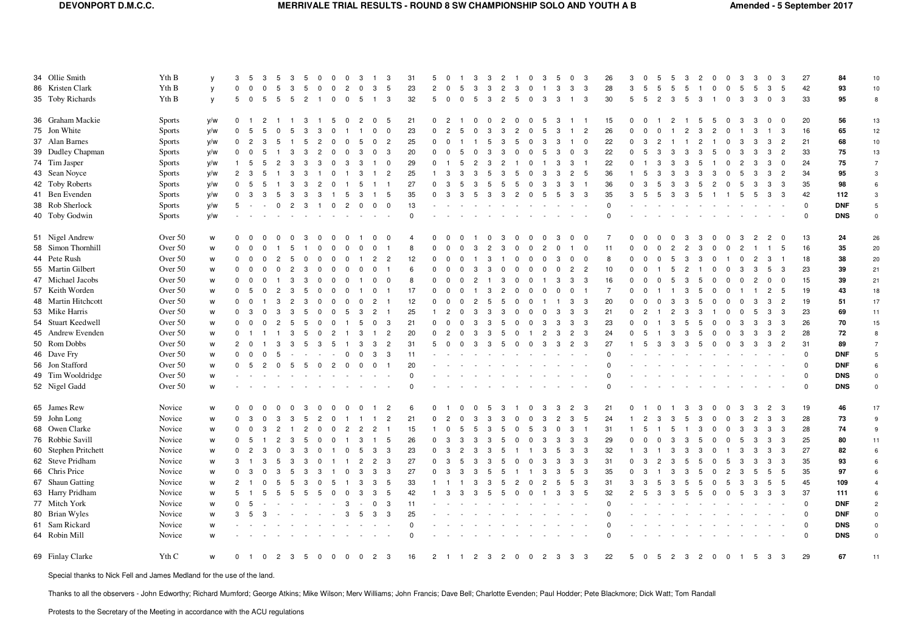| | | | | | | | | | | | | | | | | | | | | | | | | | | | | | | | | | | | | | | | | | | | | |
|---|---|---|---|---|---|---|---|---|---|---|---|---|---|---|---|---|---|---|---|---|---|---|---|---|---|---|---|---|---|---|---|---|---|---|---|---|---|---|---|---|---|---|---|---|
| 34 | Ollie Smith | Yth B | y | 3 | 5 | 3 | 5 | 3 | 5 | 0 | 0 | 0 | 3 | 1 | 3 | 31 | 5 | 0 | 1 | 3 | 3 | 2 | 1 | 0 | 3 | 5 | 0 | 3 | 26 | 3 | 0 | 5 | 5 | 3 | 2 | 0 | 0 | 3 | 3 | 0 | 3 | 27 | **84** | 10 |
| 86 | Kristen Clark | Yth B | y | 0 | 0 | 0 | 5 | 3 | 5 | 0 | 0 | 2 | 0 | 3 | 5 | 23 | 2 | 0 | 5 | 3 | 3 | 2 | 3 | 0 | 1 | 3 | 3 | 3 | 28 | 3 | 5 | 5 | 5 | 5 | 1 | 0 | 0 | 5 | 5 | 3 | 5 | 42 | **93** | 10 |
| 35 | Toby Richards | Yth B | y | 5 | 0 | 5 | 5 | 5 | 2 | 1 | 0 | 0 | 5 | 1 | 3 | 32 | 5 | 0 | 0 | 5 | 3 | 2 | 5 | 0 | 3 | 3 | 1 | 3 | 30 | 5 | 5 | 2 | 3 | 5 | 3 | 1 | 0 | 3 | 3 | 0 | 3 | 33 | **95** | 8 |
| 36 | Graham Mackie | Sports | y/w | 0 | 1 | 2 | 1 | 1 | 3 | 1 | 5 | 0 | 2 | 0 | 5 | 21 | 0 | 2 | 1 | 0 | 0 | 2 | 0 | 0 | 5 | 3 | 1 | 1 | 15 | 0 | 0 | 1 | 2 | 1 | 5 | 5 | 0 | 3 | 3 | 0 | 0 | 20 | **56** | 13 |
| 75 | Jon White | Sports | y/w | 0 | 5 | 5 | 0 | 5 | 3 | 3 | 0 | 1 | 1 | 0 | 0 | 23 | 0 | 2 | 5 | 0 | 3 | 3 | 2 | 0 | 5 | 3 | 1 | 2 | 26 | 0 | 0 | 0 | 1 | 2 | 3 | 2 | 0 | 1 | 3 | 1 | 3 | 16 | **65** | 12 |
| 37 | Alan Barnes | Sports | y/w | 0 | 2 | 3 | 5 | 1 | 5 | 2 | 0 | 0 | 5 | 0 | 2 | 25 | 0 | 0 | 1 | 1 | 5 | 3 | 5 | 0 | 3 | 3 | 1 | 0 | 22 | 0 | 3 | 2 | 1 | 1 | 2 | 1 | 0 | 3 | 3 | 3 | 2 | 21 | **68** | 10 |
| 39 | Dudley Chapman | Sports | y/w | 0 | 0 | 5 | 1 | 3 | 3 | 2 | 0 | 0 | 3 | 0 | 3 | 20 | 0 | 0 | 5 | 0 | 3 | 3 | 0 | 0 | 5 | 3 | 0 | 3 | 22 | 0 | 5 | 3 | 3 | 3 | 3 | 5 | 0 | 3 | 3 | 3 | 2 | 33 | **75** | 13 |
| 74 | Tim Jasper | Sports | y/w | 1 | 5 | 5 | 2 | 3 | 3 | 3 | 0 | 3 | 3 | 1 | 0 | 29 | 0 | 1 | 5 | 2 | 3 | 2 | 1 | 0 | 1 | 3 | 3 | 1 | 22 | 0 | 1 | 3 | 3 | 3 | 5 | 1 | 0 | 2 | 3 | 3 | 0 | 24 | **75** | 7 |
| 43 | Sean Noyce | Sports | y/w | 2 | 3 | 5 | 1 | 3 | 3 | 1 | 0 | 1 | 3 | 1 | 2 | 25 | 1 | 3 | 3 | 3 | 5 | 3 | 5 | 0 | 3 | 3 | 2 | 5 | 36 | 1 | 5 | 3 | 3 | 3 | 3 | 3 | 0 | 5 | 3 | 3 | 2 | 34 | **95** | 3 |
| 42 | Toby Roberts | Sports | y/w | 0 | 5 | 5 | 1 | 3 | 3 | 2 | 0 | 1 | 5 | 1 | 1 | 27 | 0 | 3 | 5 | 3 | 5 | 5 | 5 | 0 | 3 | 3 | 3 | 1 | 36 | 0 | 3 | 5 | 3 | 3 | 5 | 2 | 0 | 5 | 3 | 3 | 3 | 35 | **98** | 6 |
| 41 | Ben Evenden | Sports | y/w | 0 | 3 | 3 | 5 | 3 | 3 | 3 | 1 | 5 | 3 | 1 | 5 | 35 | 0 | 3 | 3 | 5 | 3 | 3 | 2 | 0 | 5 | 5 | 3 | 3 | 35 | 3 | 5 | 5 | 3 | 3 | 5 | 1 | 1 | 5 | 5 | 3 | 3 | 42 | **112** | 3 |
| 38 | Rob Sherlock | Sports | y/w | 5 | - | - | 0 | 2 | 3 | 1 | 0 | 2 | 0 | 0 | 0 | 13 | - | - | - | - | - | - | - | - | - | - | - | - | 0 | - | - | - | - | - | - | - | - | - | - | - | - | 0 | **DNF** | 5 |
| 40 | Toby Godwin | Sports | y/w | - | - | - | - | - | - | - | - | - | - | - | - | 0 | - | - | - | - | - | - | - | - | - | - | - | - | 0 | - | - | - | - | - | - | - | - | - | - | - | - | 0 | **DNS** | 0 |
| 51 | Nigel Andrew | Over 50 | w | 0 | 0 | 0 | 0 | 0 | 3 | 0 | 0 | 0 | 1 | 0 | 0 | 4 | 0 | 0 | 0 | 1 | 0 | 3 | 0 | 0 | 0 | 3 | 0 | 0 | 7 | 0 | 0 | 0 | 0 | 3 | 3 | 0 | 0 | 3 | 2 | 2 | 0 | 13 | **24** | 26 |
| 58 | Simon Thornhill | Over 50 | w | 0 | 0 | 0 | 1 | 5 | 1 | 0 | 0 | 0 | 0 | 0 | 1 | 8 | 0 | 0 | 0 | 3 | 2 | 3 | 0 | 0 | 2 | 0 | 1 | 0 | 11 | 0 | 0 | 0 | 2 | 2 | 3 | 0 | 0 | 2 | 1 | 1 | 5 | 16 | **35** | 20 |
| 44 | Pete Rush | Over 50 | w | 0 | 0 | 0 | 2 | 5 | 0 | 0 | 0 | 0 | 1 | 2 | 2 | 12 | 0 | 0 | 0 | 1 | 3 | 1 | 0 | 0 | 0 | 3 | 0 | 0 | 8 | 0 | 0 | 0 | 5 | 3 | 3 | 0 | 1 | 0 | 2 | 3 | 1 | 18 | **38** | 20 |
| 55 | Martin Gilbert | Over 50 | w | 0 | 0 | 0 | 0 | 2 | 3 | 0 | 0 | 0 | 0 | 0 | 1 | 6 | 0 | 0 | 0 | 3 | 3 | 0 | 0 | 0 | 0 | 0 | 2 | 2 | 10 | 0 | 0 | 1 | 5 | 2 | 1 | 0 | 0 | 3 | 3 | 5 | 3 | 23 | **39** | 21 |
| 47 | Michael Jacobs | Over 50 | w | 0 | 0 | 0 | 1 | 3 | 3 | 0 | 0 | 0 | 1 | 0 | 0 | 8 | 0 | 0 | 0 | 2 | 1 | 3 | 0 | 0 | 1 | 3 | 3 | 3 | 16 | 0 | 0 | 0 | 5 | 3 | 5 | 0 | 0 | 0 | 2 | 0 | 0 | 15 | **39** | 21 |
| 57 | Keith Worden | Over 50 | w | 0 | 5 | 0 | 2 | 3 | 5 | 0 | 0 | 0 | 1 | 0 | 1 | 17 | 0 | 0 | 0 | 1 | 3 | 2 | 0 | 0 | 0 | 0 | 0 | 1 | 7 | 0 | 0 | 1 | 1 | 3 | 5 | 0 | 0 | 1 | 1 | 2 | 5 | 19 | **43** | 18 |
| 48 | Martin Hitchcott | Over 50 | w | 0 | 0 | 1 | 3 | 2 | 3 | 0 | 0 | 0 | 0 | 2 | 1 | 12 | 0 | 0 | 0 | 2 | 5 | 5 | 0 | 0 | 1 | 1 | 3 | 3 | 20 | 0 | 0 | 0 | 3 | 3 | 5 | 0 | 0 | 0 | 3 | 3 | 2 | 19 | **51** | 17 |
| 53 | Mike Harris | Over 50 | w | 0 | 3 | 0 | 3 | 3 | 5 | 0 | 0 | 5 | 3 | 2 | 1 | 25 | 1 | 2 | 0 | 3 | 3 | 3 | 0 | 0 | 0 | 3 | 3 | 3 | 21 | 0 | 3 | 2 | 3 | 3 | 1 | 0 | 0 | 5 | 3 | 3 | 0 | 23 | **69** | 11 |
| 54 | Stuart Keedwell | Over 50 | w | 0 | 0 | 0 | 2 | 5 | 5 | 0 | 0 | 1 | 5 | 0 | 3 | 21 | 0 | 0 | 0 | 3 | 3 | 5 | 0 | 0 | 3 | 3 | 3 | 3 | 23 | 0 | 0 | 1 | 3 | 5 | 5 | 0 | 0 | 3 | 3 | 3 | 3 | 26 | **70** | 15 |
| 45 | Andrew Evenden | Over 50 | w | 0 | 1 | 1 | 1 | 3 | 5 | 0 | 2 | 1 | 3 | 1 | 2 | 20 | 0 | 2 | 0 | 3 | 3 | 5 | 0 | 1 | 2 | 3 | 2 | 3 | 24 | 0 | 5 | 1 | 3 | 3 | 5 | 0 | 0 | 3 | 3 | 3 | 2 | 28 | **72** | 8 |
| 50 | Rom Dobbs | Over 50 | w | 2 | 0 | 1 | 3 | 3 | 5 | 3 | 5 | 1 | 3 | 3 | 2 | 31 | 5 | 0 | 0 | 3 | 3 | 5 | 0 | 0 | 3 | 3 | 2 | 3 | 27 | 1 | 5 | 3 | 3 | 3 | 5 | 0 | 0 | 3 | 3 | 3 | 2 | 31 | **89** | 7 |
| 46 | Dave Fry | Over 50 | w | 0 | 0 | 0 | 5 | - | - | - | - | 0 | 0 | 3 | 3 | 11 | - | - | - | - | - | - | - | - | - | - | - | - | 0 | - | - | - | - | - | - | - | - | - | - | - | - | 0 | **DNF** | 5 |
| 56 | Jon Stafford | Over 50 | w | 0 | 5 | 2 | 0 | 5 | 5 | 0 | 2 | 0 | 0 | 0 | 1 | 20 | - | - | - | - | - | - | - | - | - | - | - | - | 0 | - | - | - | - | - | - | - | - | - | - | - | - | 0 | **DNF** | 6 |
| 49 | Tim Wooldridge | Over 50 | w | - | - | - | - | - | - | - | - | - | - | - | - | 0 | - | - | - | - | - | - | - | - | - | - | - | - | 0 | - | - | - | - | - | - | - | - | - | - | - | - | 0 | **DNS** | 0 |
| 52 | Nigel Gadd | Over 50 | w | - | - | - | - | - | - | - | - | - | - | - | - | 0 | - | - | - | - | - | - | - | - | - | - | - | - | 0 | - | - | - | - | - | - | - | - | - | - | - | - | 0 | **DNS** | 0 |
| 65 | James Rew | Novice | w | 0 | 0 | 0 | 0 | 0 | 3 | 0 | 0 | 0 | 0 | 1 | 2 | 6 | 0 | 1 | 0 | 0 | 5 | 3 | 1 | 0 | 3 | 3 | 2 | 3 | 21 | 0 | 1 | 0 | 1 | 3 | 3 | 0 | 0 | 3 | 3 | 2 | 3 | 19 | **46** | 17 |
| 59 | John Long | Novice | w | 0 | 3 | 0 | 3 | 3 | 5 | 2 | 0 | 1 | 1 | 1 | 2 | 21 | 0 | 2 | 0 | 3 | 3 | 3 | 0 | 0 | 3 | 2 | 3 | 5 | 24 | 1 | 2 | 3 | 3 | 5 | 3 | 0 | 0 | 3 | 2 | 3 | 3 | 28 | **73** | 9 |
| 68 | Owen Clarke | Novice | w | 0 | 0 | 3 | 2 | 1 | 2 | 0 | 0 | 2 | 2 | 2 | 1 | 15 | 1 | 0 | 5 | 5 | 3 | 5 | 0 | 5 | 3 | 0 | 3 | 1 | 31 | 1 | 5 | 1 | 5 | 1 | 3 | 0 | 0 | 3 | 3 | 3 | 3 | 28 | **74** | 9 |
| 76 | Robbie Savill | Novice | w | 0 | 5 | 1 | 2 | 3 | 5 | 0 | 0 | 1 | 3 | 1 | 5 | 26 | 0 | 3 | 3 | 3 | 3 | 5 | 0 | 0 | 3 | 3 | 3 | 3 | 29 | 0 | 0 | 0 | 3 | 3 | 5 | 0 | 0 | 5 | 3 | 3 | 3 | 25 | **80** | 11 |
| 60 | Stephen Pritchett | Novice | w | 0 | 2 | 3 | 0 | 3 | 3 | 0 | 1 | 0 | 5 | 3 | 3 | 23 | 0 | 3 | 2 | 3 | 3 | 5 | 1 | 1 | 3 | 5 | 3 | 3 | 32 | 1 | 3 | 1 | 3 | 3 | 3 | 0 | 1 | 3 | 3 | 3 | 3 | 27 | **82** | 6 |
| 62 | Steve Pridham | Novice | w | 3 | 1 | 3 | 5 | 3 | 3 | 0 | 1 | 1 | 2 | 2 | 3 | 27 | 0 | 3 | 5 | 3 | 3 | 5 | 0 | 0 | 3 | 3 | 3 | 3 | 31 | 0 | 3 | 2 | 3 | 5 | 5 | 0 | 5 | 3 | 3 | 3 | 3 | 35 | **93** | 6 |
| 66 | Chris Price | Novice | w | 0 | 3 | 0 | 3 | 5 | 3 | 3 | 1 | 0 | 3 | 3 | 3 | 27 | 0 | 3 | 3 | 3 | 5 | 5 | 1 | 1 | 3 | 3 | 5 | 3 | 35 | 0 | 3 | 1 | 3 | 3 | 5 | 0 | 2 | 3 | 5 | 5 | 5 | 35 | **97** | 6 |
| 67 | Shaun Gatting | Novice | w | 2 | 1 | 0 | 5 | 5 | 3 | 0 | 5 | 1 | 3 | 3 | 5 | 33 | 1 | 1 | 1 | 3 | 3 | 5 | 2 | 0 | 2 | 5 | 5 | 3 | 31 | 3 | 3 | 5 | 3 | 5 | 5 | 0 | 5 | 3 | 3 | 5 | 5 | 45 | **109** | 4 |
| 63 | Harry Pridham | Novice | w | 5 | 1 | 5 | 5 | 5 | 5 | 5 | 0 | 0 | 3 | 3 | 5 | 42 | 1 | 3 | 3 | 3 | 5 | 5 | 0 | 0 | 1 | 3 | 3 | 5 | 32 | 2 | 5 | 3 | 3 | 5 | 5 | 0 | 0 | 5 | 3 | 3 | 3 | 37 | **111** | 6 |
| 77 | Mitch York | Novice | w | 0 | 5 | - | - | - | - | - | - | 3 | - | 0 | 3 | 11 | - | - | - | - | - | - | - | - | - | - | - | - | 0 | - | - | - | - | - | - | - | - | - | - | - | - | 0 | **DNF** | 2 |
| 80 | Brian Wyles | Novice | w | 3 | 5 | 3 | - | - | - | - | - | 3 | 5 | 3 | 3 | 25 | - | - | - | - | - | - | - | - | - | - | - | - | 0 | - | - | - | - | - | - | - | - | - | - | - | - | 0 | **DNF** | 0 |
| 61 | Sam Rickard | Novice | w | - | - | - | - | - | - | - | - | - | - | - | - | 0 | - | - | - | - | - | - | - | - | - | - | - | - | 0 | - | - | - | - | - | - | - | - | - | - | - | - | 0 | **DNS** | 0 |
| 64 | Robin Mill | Novice | w | - | - | - | - | - | - | - | - | - | - | - | - | 0 | - | - | - | - | - | - | - | - | - | - | - | - | 0 | - | - | - | - | - | - | - | - | - | - | - | - | 0 | **DNS** | 0 |
| 69 | Finlay Clarke | Yth C | w | 0 | 1 | 0 | 2 | 3 | 5 | 0 | 0 | 0 | 0 | 2 | 3 | 16 | 2 | 1 | 1 | 2 | 3 | 2 | 0 | 0 | 2 | 3 | 3 | 3 | 22 | 5 | 0 | 5 | 2 | 3 | 2 | 0 | 0 | 1 | 5 | 3 | 3 | 29 | **67** | 11 |

Special thanks to Nick Fell and James Medland for the use of the land.

Thanks to all the observers - John Edworthy; Richard Mumford; George Atkins; Mike Wilson; Merv Williams; John Francis; Dave Bell; Charlotte Evenden; Paul Hodder; Pete Blackmore; Dick Watt; Tom Randall

Protests to the Secretary of the Meeting in accordance with the ACU regulations